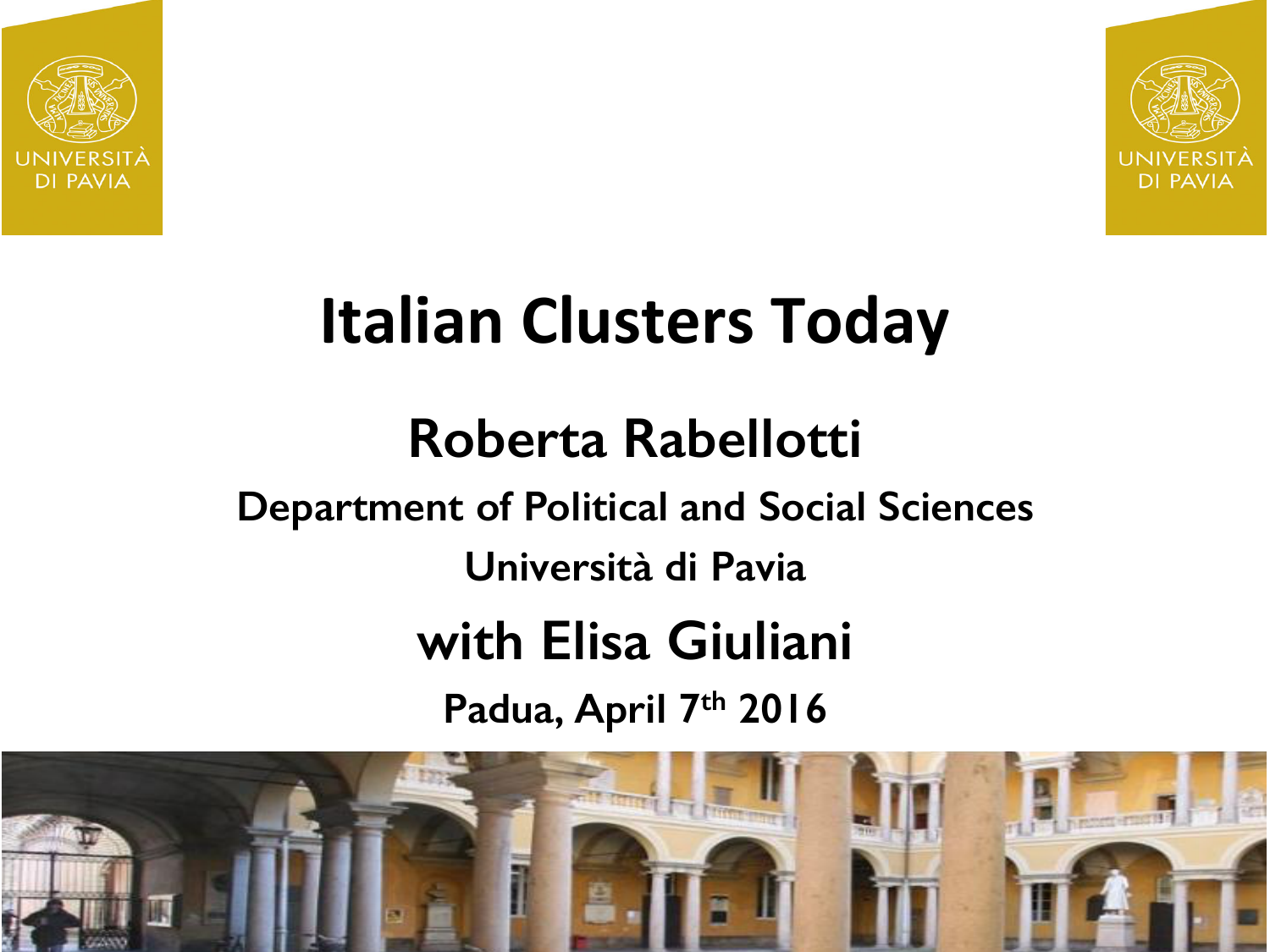# Italian Clusters Today

## Roberta Rabellotti

**Department of Political and Social Sciences**

**Università di Pavia**

## with Elisa Giuliani

**Padua, April 7th 2016**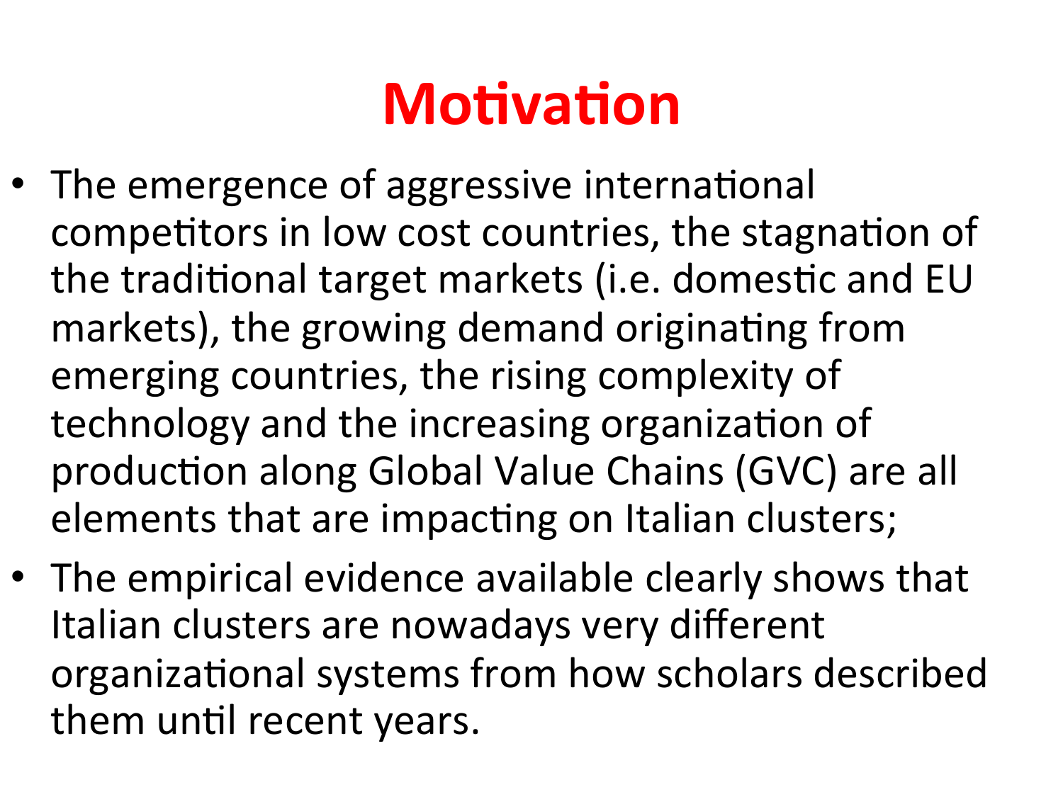# Motivation

- The emergence of aggressive international competitors in low cost countries, the stagnation of the traditional target markets (i.e. domestic and EU markets), the growing demand originating from emerging countries, the rising complexity of technology and the increasing organization of production along Global Value Chains (GVC) are all elements that are impacting on Italian clusters;
- The empirical evidence available clearly shows that Italian clusters are nowadays very different organizational systems from how scholars described them until recent years.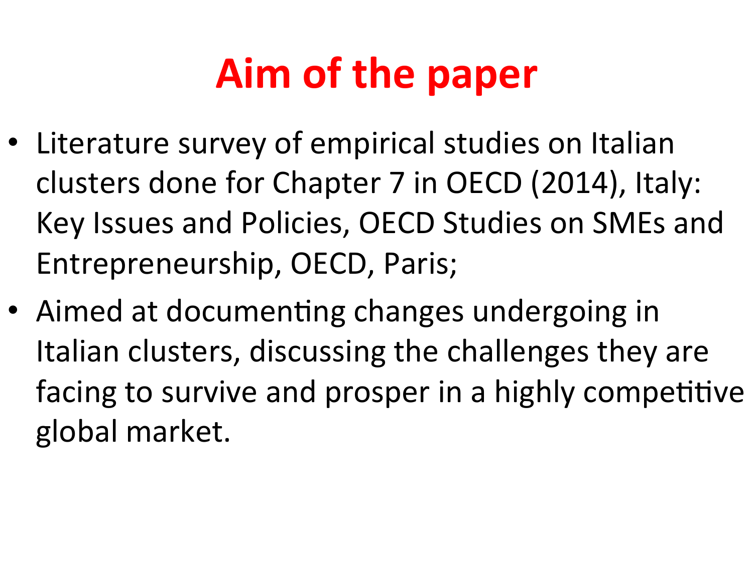# Aim of the paper

- Literature survey of empirical studies on Italian clusters done for Chapter 7 in OECD (2014), Italy: Key Issues and Policies, OECD Studies on SMEs and Entrepreneurship, OECD, Paris;
- Aimed at documenting changes undergoing in Italian clusters, discussing the challenges they are facing to survive and prosper in a highly competitive global market.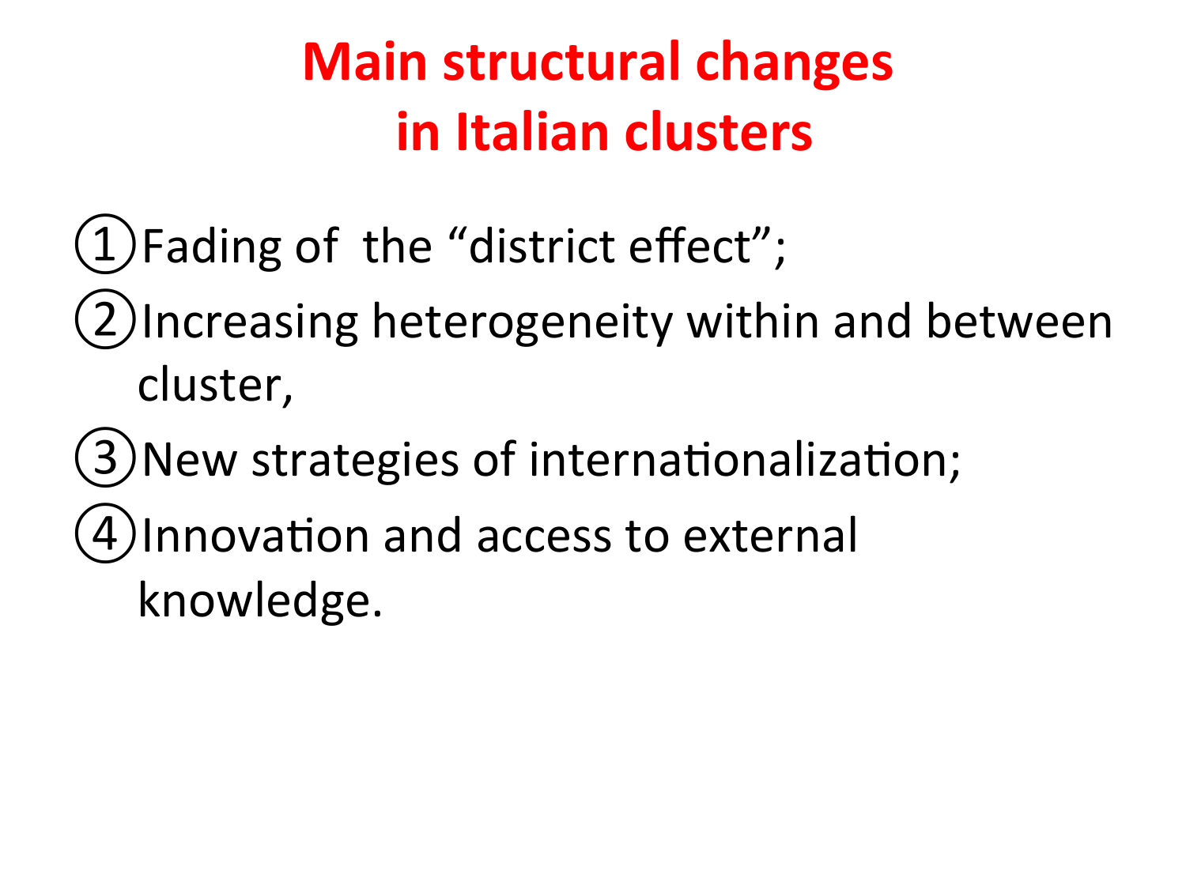# Main structural changes in Italian clusters

1. Fading of the "district effect";
2. Increasing heterogeneity within and between cluster,
3. New strategies of internationalization;
4. Innovation and access to external knowledge.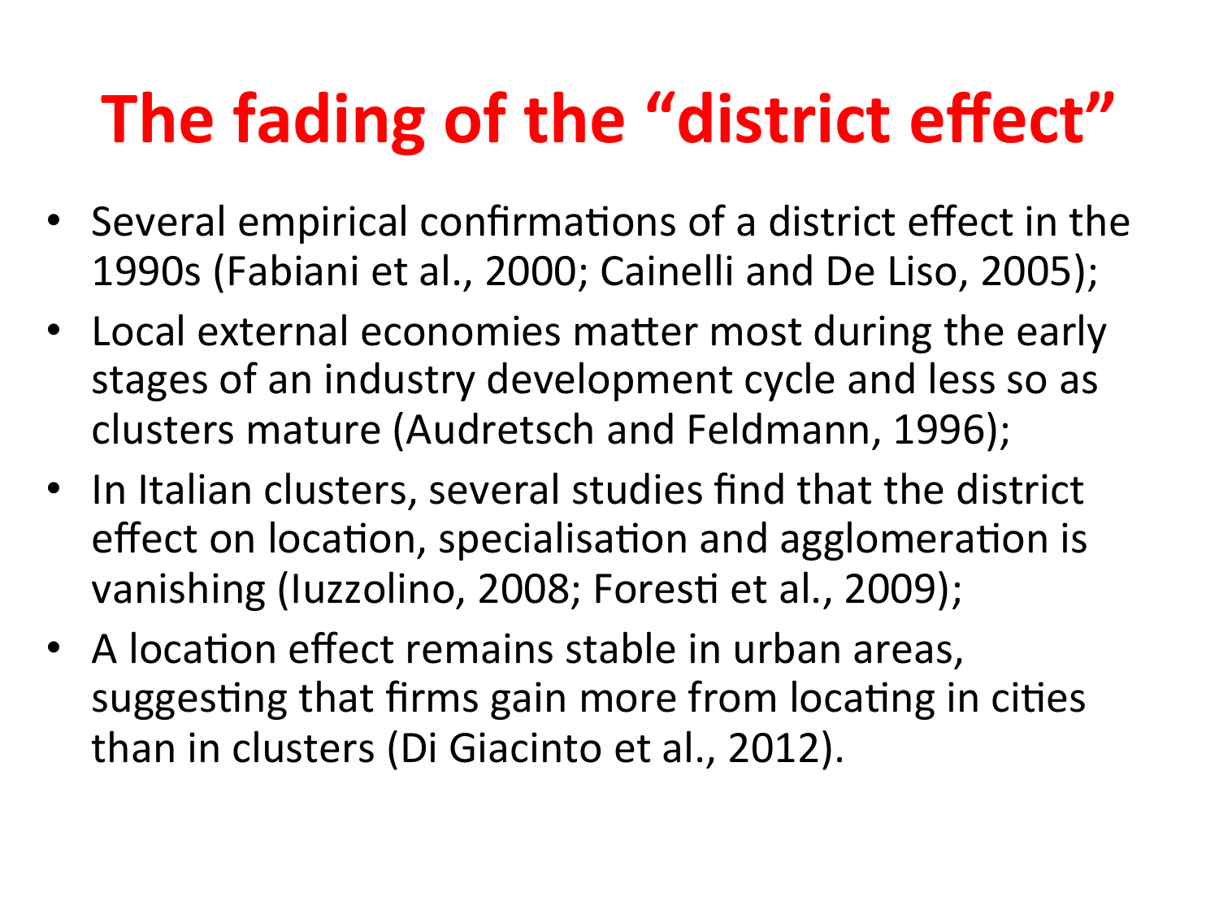# The fading of the "district effect"

- Several empirical confirmations of a district effect in the 1990s (Fabiani et al., 2000; Cainelli and De Liso, 2005);
- Local external economies matter most during the early stages of an industry development cycle and less so as clusters mature (Audretsch and Feldmann, 1996);
- In Italian clusters, several studies find that the district effect on location, specialisation and agglomeration is vanishing (Iuzzolino, 2008; Foresti et al., 2009);
- A location effect remains stable in urban areas, suggesting that firms gain more from locating in cities than in clusters (Di Giacinto et al., 2012).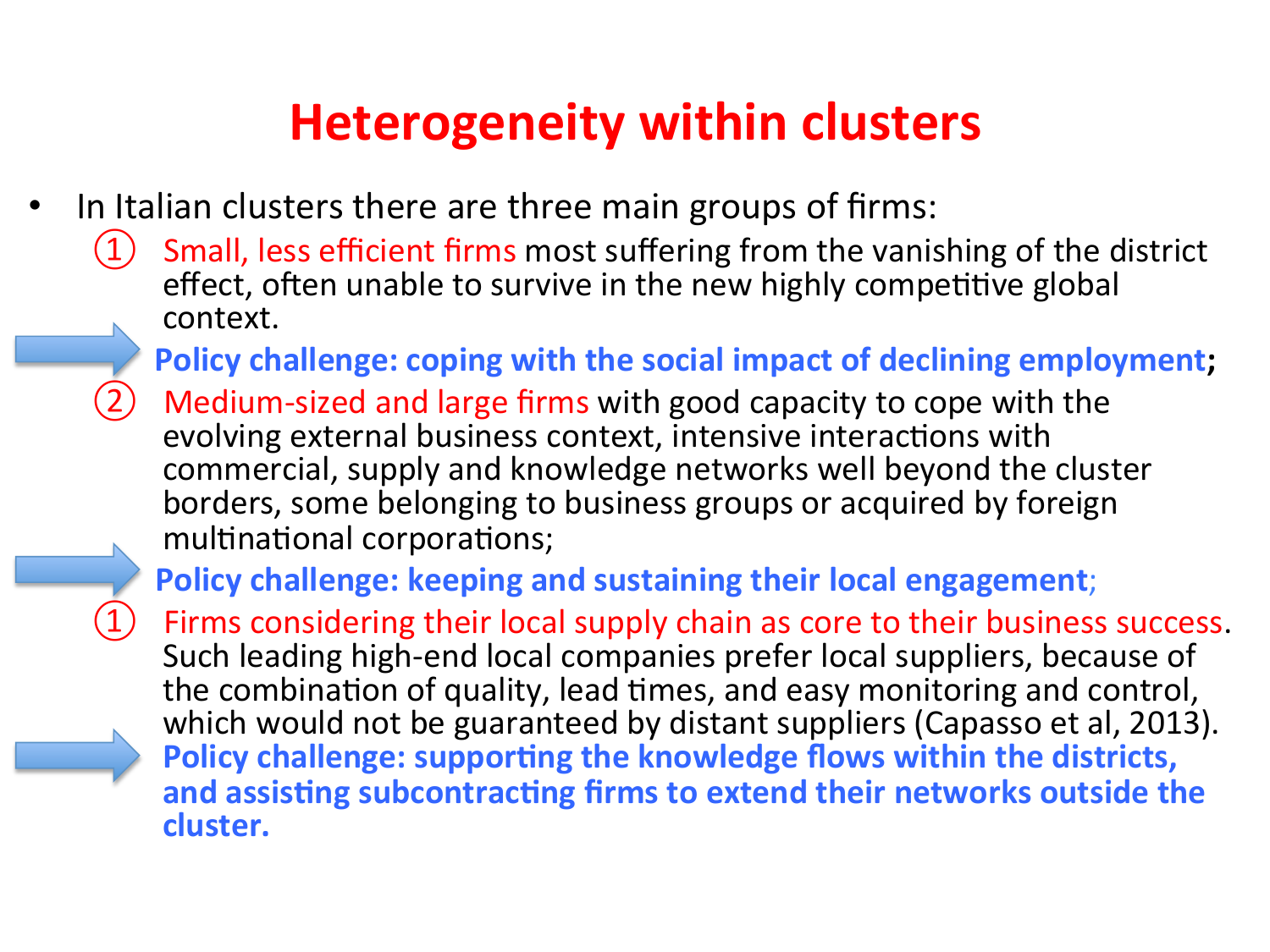# Heterogeneity within clusters

- In Italian clusters there are three main groups of firms:
  1. Small, less efficient firms most suffering from the vanishing of the district effect, often unable to survive in the new highly competitive global context.

     → **Policy challenge: coping with the social impact of declining employment**;
  2. Medium-sized and large firms with good capacity to cope with the evolving external business context, intensive interactions with commercial, supply and knowledge networks well beyond the cluster borders, some belonging to business groups or acquired by foreign multinational corporations;

     → **Policy challenge: keeping and sustaining their local engagement**;
  1. Firms considering their local supply chain as core to their business success. Such leading high-end local companies prefer local suppliers, because of the combination of quality, lead times, and easy monitoring and control, which would not be guaranteed by distant suppliers (Capasso et al, 2013).

     → **Policy challenge: supporting the knowledge flows within the districts, and assisting subcontracting firms to extend their networks outside the cluster.**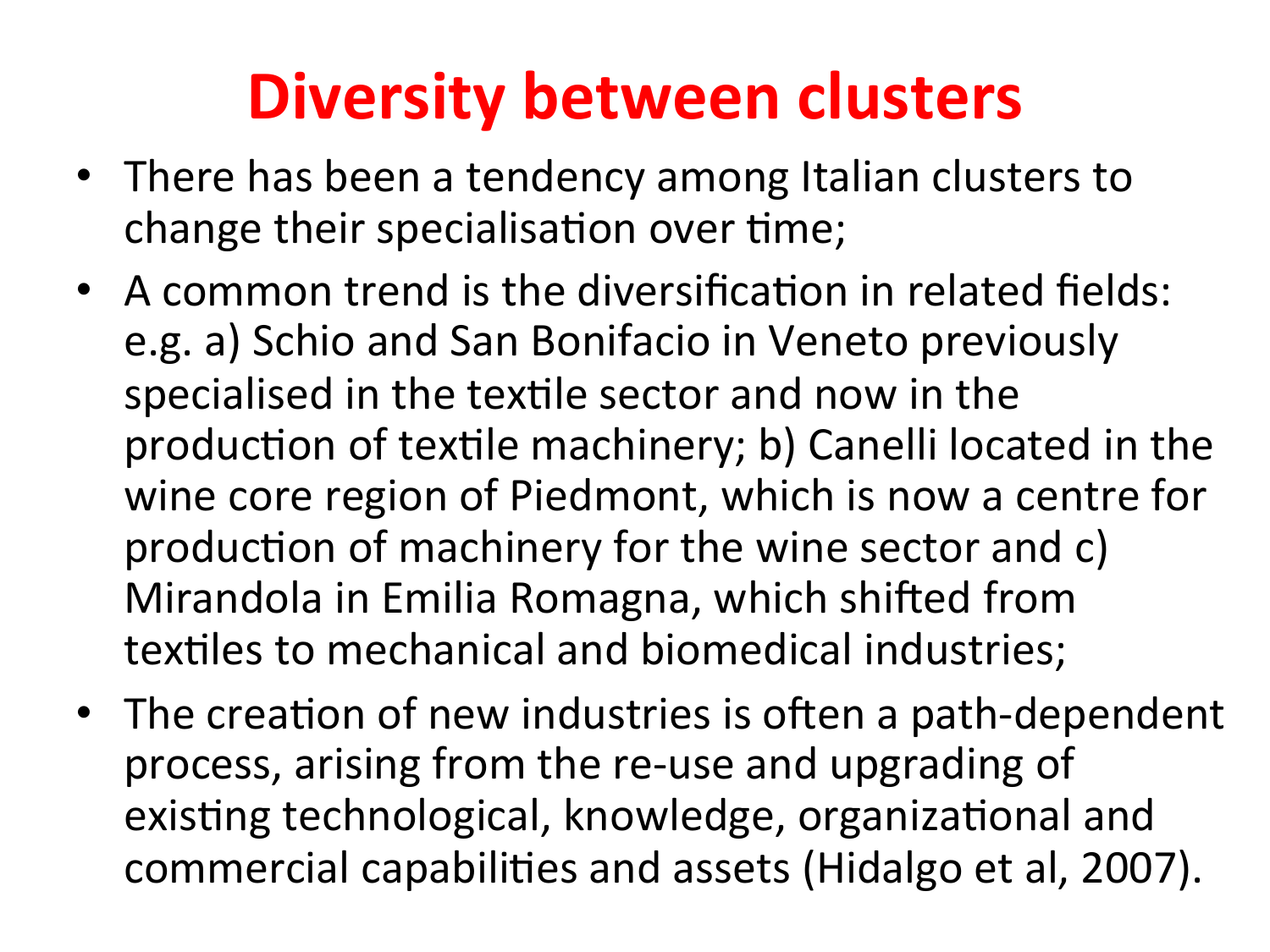# Diversity between clusters

- There has been a tendency among Italian clusters to change their specialisation over time;
- A common trend is the diversification in related fields: e.g. a) Schio and San Bonifacio in Veneto previously specialised in the textile sector and now in the production of textile machinery; b) Canelli located in the wine core region of Piedmont, which is now a centre for production of machinery for the wine sector and c) Mirandola in Emilia Romagna, which shifted from textiles to mechanical and biomedical industries;
- The creation of new industries is often a path-dependent process, arising from the re-use and upgrading of existing technological, knowledge, organizational and commercial capabilities and assets (Hidalgo et al, 2007).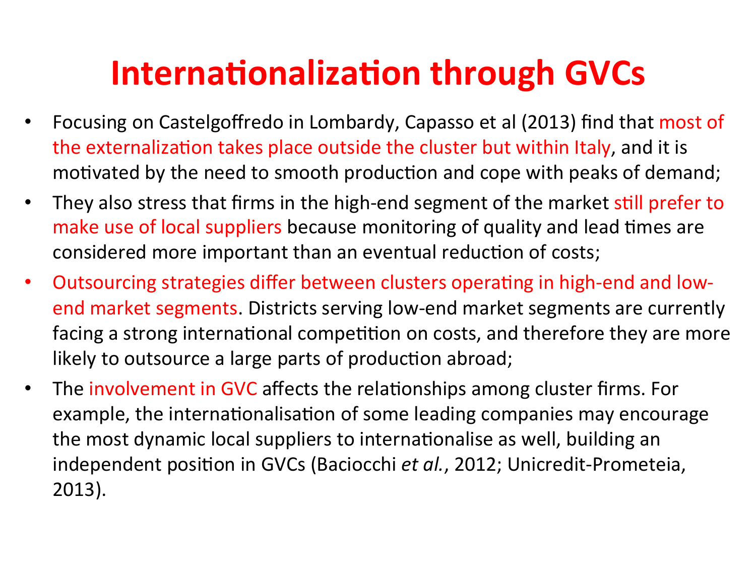# Internationalization through GVCs

- Focusing on Castelgoffredo in Lombardy, Capasso et al (2013) find that most of the externalization takes place outside the cluster but within Italy, and it is motivated by the need to smooth production and cope with peaks of demand;
- They also stress that firms in the high-end segment of the market still prefer to make use of local suppliers because monitoring of quality and lead times are considered more important than an eventual reduction of costs;
- Outsourcing strategies differ between clusters operating in high-end and low-end market segments. Districts serving low-end market segments are currently facing a strong international competition on costs, and therefore they are more likely to outsource a large parts of production abroad;
- The involvement in GVC affects the relationships among cluster firms. For example, the internationalisation of some leading companies may encourage the most dynamic local suppliers to internationalise as well, building an independent position in GVCs (Baciocchi *et al.*, 2012; Unicredit-Prometeia, 2013).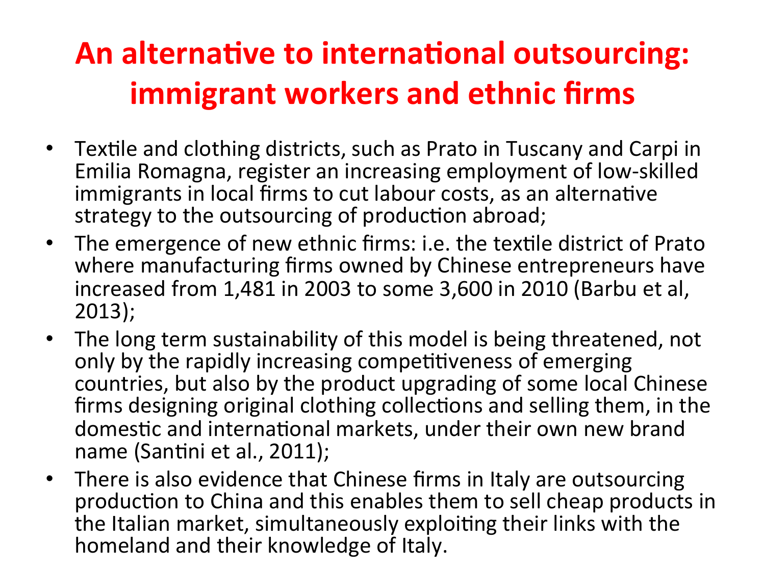# An alternative to international outsourcing: immigrant workers and ethnic firms

- Textile and clothing districts, such as Prato in Tuscany and Carpi in Emilia Romagna, register an increasing employment of low-skilled immigrants in local firms to cut labour costs, as an alternative strategy to the outsourcing of production abroad;
- The emergence of new ethnic firms: i.e. the textile district of Prato where manufacturing firms owned by Chinese entrepreneurs have increased from 1,481 in 2003 to some 3,600 in 2010 (Barbu et al, 2013);
- The long term sustainability of this model is being threatened, not only by the rapidly increasing competitiveness of emerging countries, but also by the product upgrading of some local Chinese firms designing original clothing collections and selling them, in the domestic and international markets, under their own new brand name (Santini et al., 2011);
- There is also evidence that Chinese firms in Italy are outsourcing production to China and this enables them to sell cheap products in the Italian market, simultaneously exploiting their links with the homeland and their knowledge of Italy.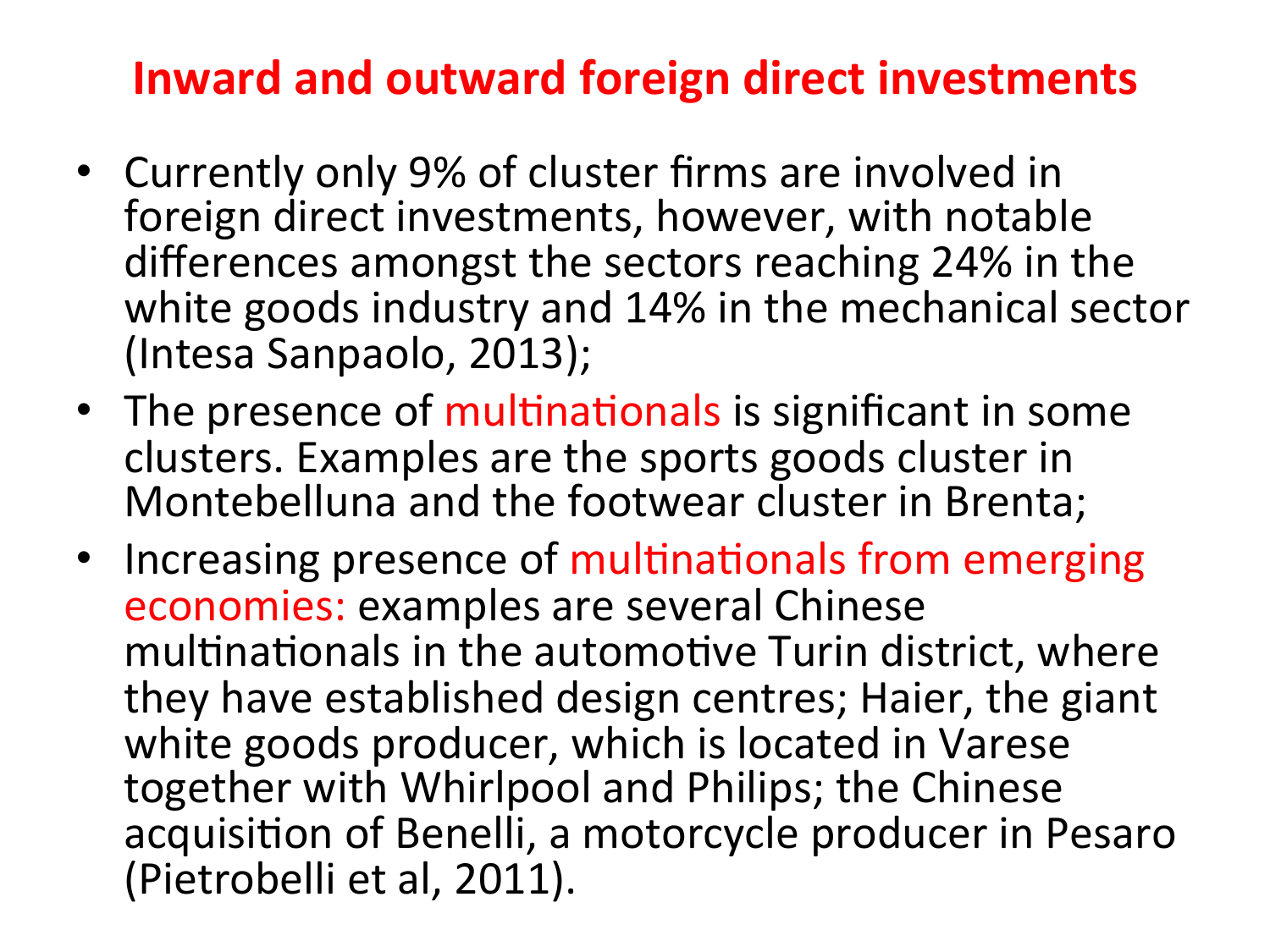# Inward and outward foreign direct investments

- Currently only 9% of cluster firms are involved in foreign direct investments, however, with notable differences amongst the sectors reaching 24% in the white goods industry and 14% in the mechanical sector (Intesa Sanpaolo, 2013);
- The presence of multinationals is significant in some clusters. Examples are the sports goods cluster in Montebelluna and the footwear cluster in Brenta;
- Increasing presence of multinationals from emerging economies: examples are several Chinese multinationals in the automotive Turin district, where they have established design centres; Haier, the giant white goods producer, which is located in Varese together with Whirlpool and Philips; the Chinese acquisition of Benelli, a motorcycle producer in Pesaro (Pietrobelli et al, 2011).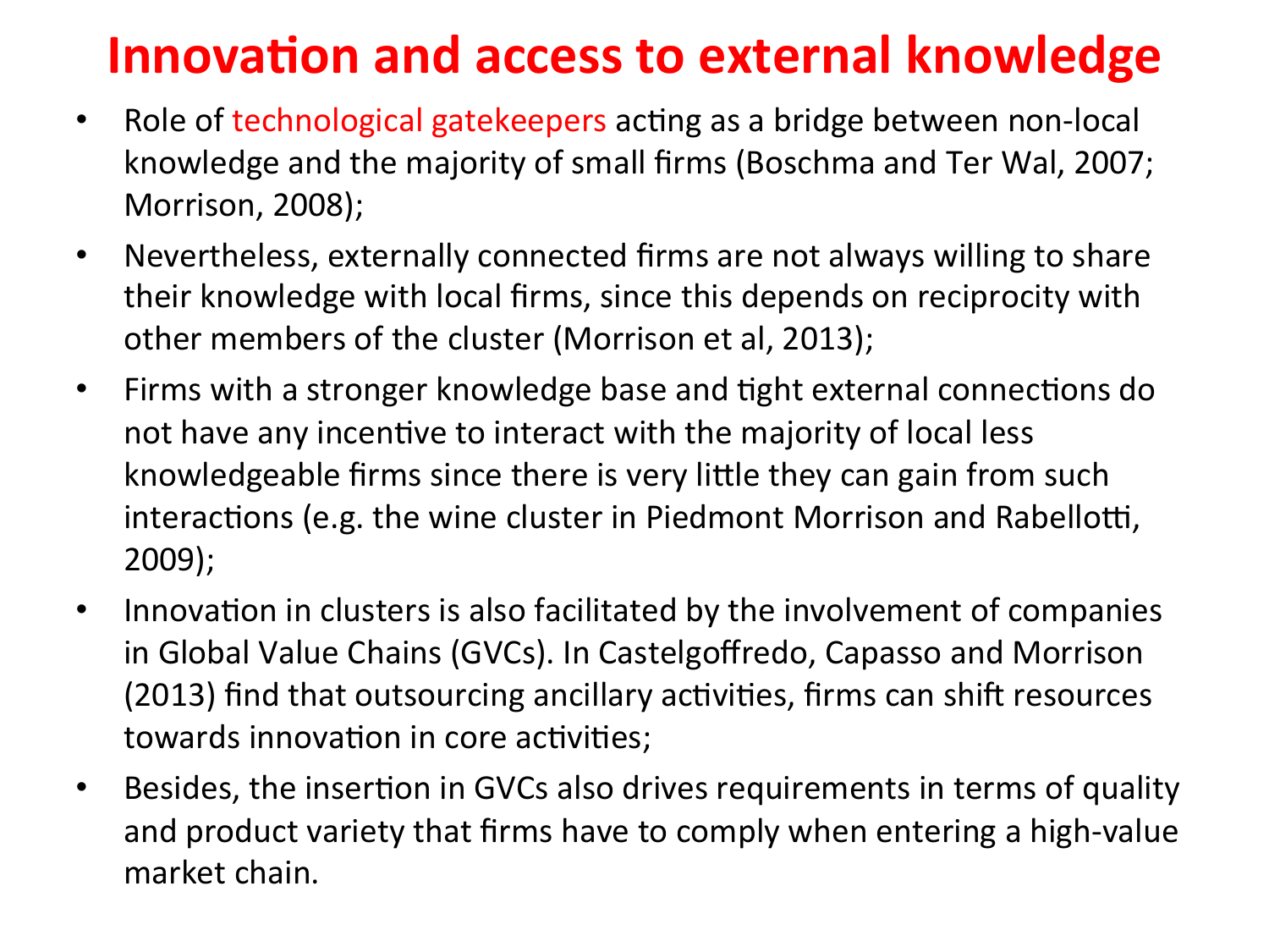# Innovation and access to external knowledge

- Role of technological gatekeepers acting as a bridge between non-local knowledge and the majority of small firms (Boschma and Ter Wal, 2007; Morrison, 2008);
- Nevertheless, externally connected firms are not always willing to share their knowledge with local firms, since this depends on reciprocity with other members of the cluster (Morrison et al, 2013);
- Firms with a stronger knowledge base and tight external connections do not have any incentive to interact with the majority of local less knowledgeable firms since there is very little they can gain from such interactions (e.g. the wine cluster in Piedmont Morrison and Rabellotti, 2009);
- Innovation in clusters is also facilitated by the involvement of companies in Global Value Chains (GVCs). In Castelgoffredo, Capasso and Morrison (2013) find that outsourcing ancillary activities, firms can shift resources towards innovation in core activities;
- Besides, the insertion in GVCs also drives requirements in terms of quality and product variety that firms have to comply when entering a high-value market chain.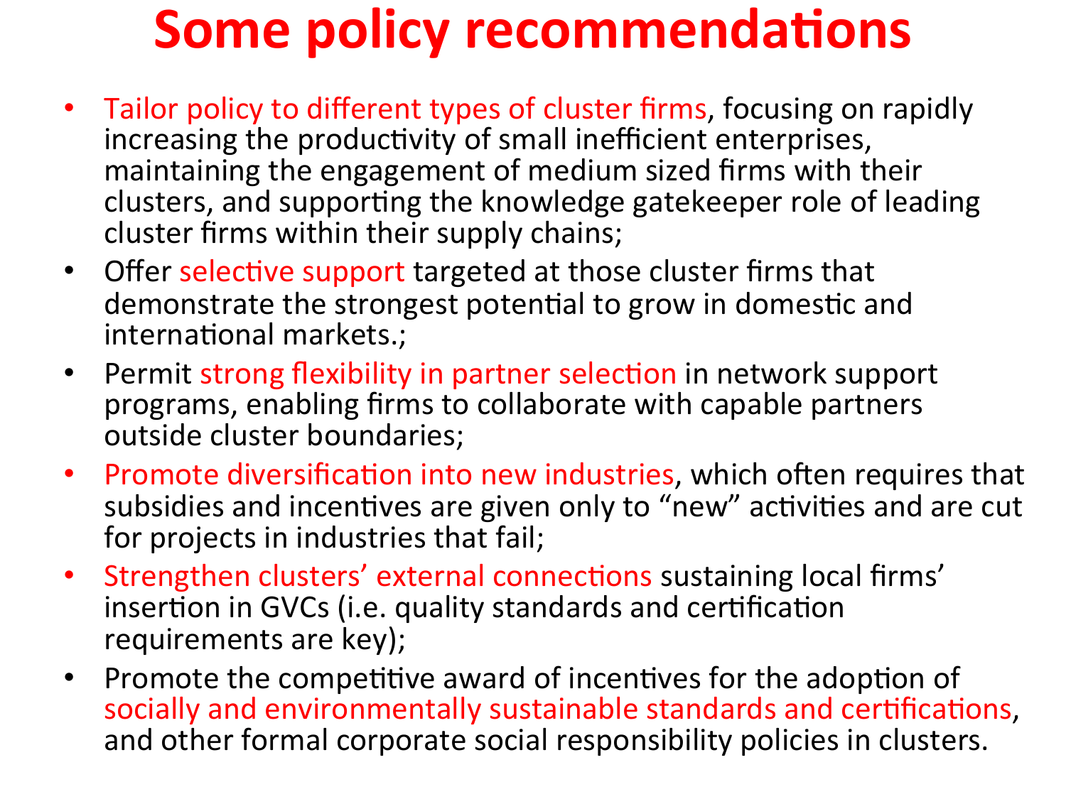# Some policy recommendations

- Tailor policy to different types of cluster firms, focusing on rapidly increasing the productivity of small inefficient enterprises, maintaining the engagement of medium sized firms with their clusters, and supporting the knowledge gatekeeper role of leading cluster firms within their supply chains;
- Offer selective support targeted at those cluster firms that demonstrate the strongest potential to grow in domestic and international markets.;
- Permit strong flexibility in partner selection in network support programs, enabling firms to collaborate with capable partners outside cluster boundaries;
- Promote diversification into new industries, which often requires that subsidies and incentives are given only to "new" activities and are cut for projects in industries that fail;
- Strengthen clusters' external connections sustaining local firms' insertion in GVCs (i.e. quality standards and certification requirements are key);
- Promote the competitive award of incentives for the adoption of socially and environmentally sustainable standards and certifications, and other formal corporate social responsibility policies in clusters.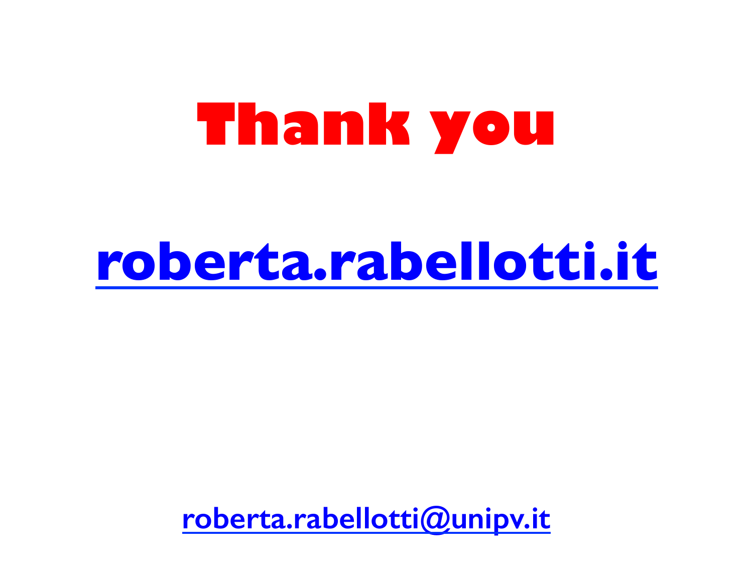# Thank you

## roberta.rabellotti.it

roberta.rabellotti@unipv.it